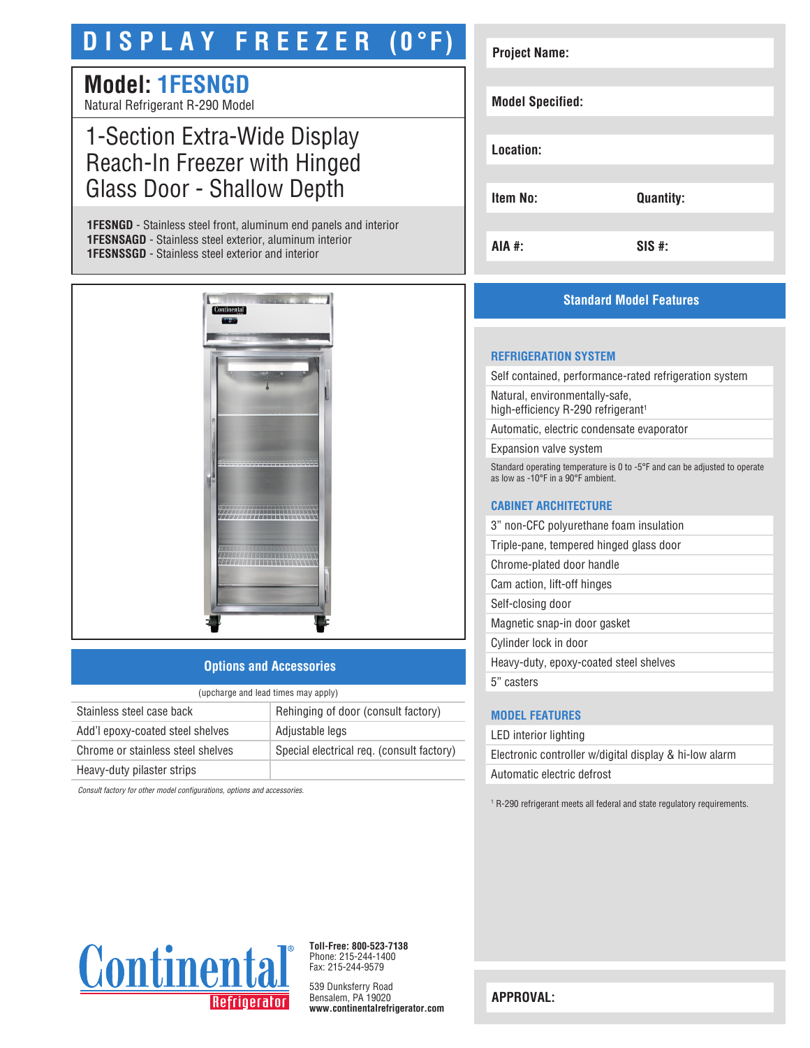# DISPLAY FREEZER (0°F)

## Model: 1FESNGD

Natural Refrigerant R-290 Model

## 1-Section Extra-Wide Display Reach-In Freezer with Hinged Glass Door - Shallow Depth

**1FESNGD** - Stainless steel front, aluminum end panels and interior
**1FESNSAGD** - Stainless steel exterior, aluminum interior
**1FESNSSGD** - Stainless steel exterior and interior

| | |
|---|---|
| **Project Name:** | |
| **Model Specified:** | |
| **Location:** | |
| **Item No:** | **Quantity:** |
| **AIA #:** | **SIS #:** |

## Options and Accessories

(upcharge and lead times may apply)

| | |
|---|---|
| Stainless steel case back | Rehinging of door (consult factory) |
| Add'l epoxy-coated steel shelves | Adjustable legs |
| Chrome or stainless steel shelves | Special electrical req. (consult factory) |
| Heavy-duty pilaster strips | |

*Consult factory for other model configurations, options and accessories.*

## Standard Model Features

### REFRIGERATION SYSTEM

- Self contained, performance-rated refrigeration system
- Natural, environmentally-safe, high-efficiency R-290 refrigerant[1]
- Automatic, electric condensate evaporator
- Expansion valve system

Standard operating temperature is 0 to -5°F and can be adjusted to operate as low as -10°F in a 90°F ambient.

### CABINET ARCHITECTURE

- 3" non-CFC polyurethane foam insulation
- Triple-pane, tempered hinged glass door
- Chrome-plated door handle
- Cam action, lift-off hinges
- Self-closing door
- Magnetic snap-in door gasket
- Cylinder lock in door
- Heavy-duty, epoxy-coated steel shelves
- 5" casters

### MODEL FEATURES

- LED interior lighting
- Electronic controller w/digital display & hi-low alarm
- Automatic electric defrost

[1] R-290 refrigerant meets all federal and state regulatory requirements.

Continental Refrigerator

**Toll-Free: 800-523-7138**
Phone: 215-244-1400
Fax: 215-244-9579

539 Dunksferry Road
Bensalem, PA 19020
**www.continentalrefrigerator.com**

**APPROVAL:**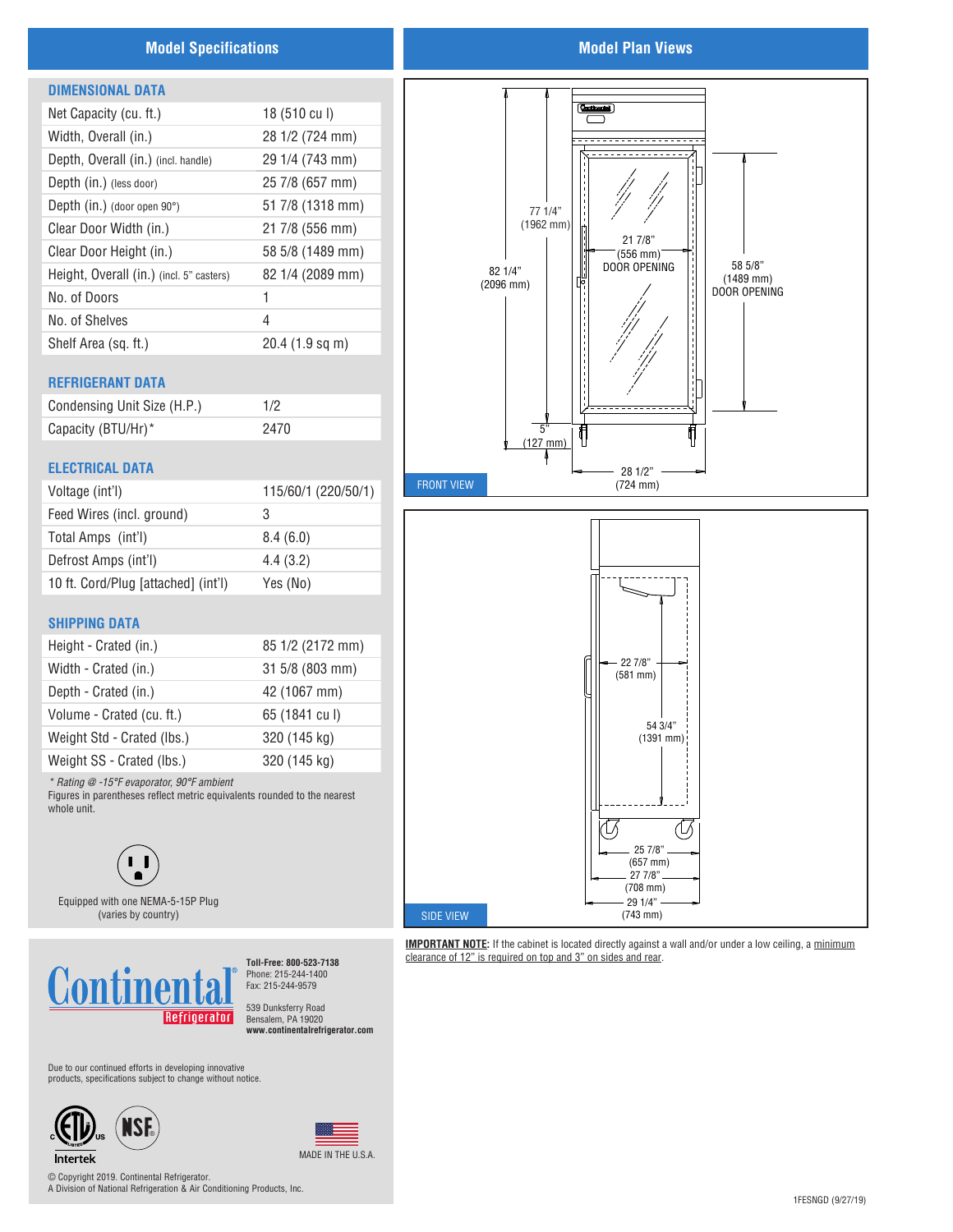## Model Specifications

### DIMENSIONAL DATA

| | |
|---|---|
| Net Capacity (cu. ft.) | 18 (510 cu l) |
| Width, Overall (in.) | 28 1/2 (724 mm) |
| Depth, Overall (in.) (incl. handle) | 29 1/4 (743 mm) |
| Depth (in.) (less door) | 25 7/8 (657 mm) |
| Depth (in.) (door open 90°) | 51 7/8 (1318 mm) |
| Clear Door Width (in.) | 21 7/8 (556 mm) |
| Clear Door Height (in.) | 58 5/8 (1489 mm) |
| Height, Overall (in.) (incl. 5" casters) | 82 1/4 (2089 mm) |
| No. of Doors | 1 |
| No. of Shelves | 4 |
| Shelf Area (sq. ft.) | 20.4 (1.9 sq m) |

### REFRIGERANT DATA

| | |
|---|---|
| Condensing Unit Size (H.P.) | 1/2 |
| Capacity (BTU/Hr)* | 2470 |

### ELECTRICAL DATA

| | |
|---|---|
| Voltage (int'l) | 115/60/1 (220/50/1) |
| Feed Wires (incl. ground) | 3 |
| Total Amps (int'l) | 8.4 (6.0) |
| Defrost Amps (int'l) | 4.4 (3.2) |
| 10 ft. Cord/Plug [attached] (int'l) | Yes (No) |

### SHIPPING DATA

| | |
|---|---|
| Height - Crated (in.) | 85 1/2 (2172 mm) |
| Width - Crated (in.) | 31 5/8 (803 mm) |
| Depth - Crated (in.) | 42 (1067 mm) |
| Volume - Crated (cu. ft.) | 65 (1841 cu l) |
| Weight Std - Crated (lbs.) | 320 (145 kg) |
| Weight SS - Crated (lbs.) | 320 (145 kg) |

*\* Rating @ -15°F evaporator, 90°F ambient*

Figures in parentheses reflect metric equivalents rounded to the nearest whole unit.

Equipped with one NEMA-5-15P Plug (varies by country)

**Continental Refrigerator**

**Toll-Free: 800-523-7138**
Phone: 215-244-1400
Fax: 215-244-9579

539 Dunksferry Road
Bensalem, PA 19020
**www.continentalrefrigerator.com**

Due to our continued efforts in developing innovative products, specifications subject to change without notice.

Intertek

MADE IN THE U.S.A.

© Copyright 2019. Continental Refrigerator.
A Division of National Refrigeration & Air Conditioning Products, Inc.

## Model Plan Views

FRONT VIEW

77 1/4" (1962 mm)
82 1/4" (2096 mm)
21 7/8" (556 mm) DOOR OPENING
58 5/8" (1489 mm) DOOR OPENING
5" (127 mm)
28 1/2" (724 mm)

SIDE VIEW

22 7/8" (581 mm)
54 3/4" (1391 mm)
25 7/8" (657 mm)
27 7/8" (708 mm)
29 1/4" (743 mm)

**IMPORTANT NOTE:** If the cabinet is located directly against a wall and/or under a low ceiling, a minimum clearance of 12" is required on top and 3" on sides and rear.

1FESNGD (9/27/19)